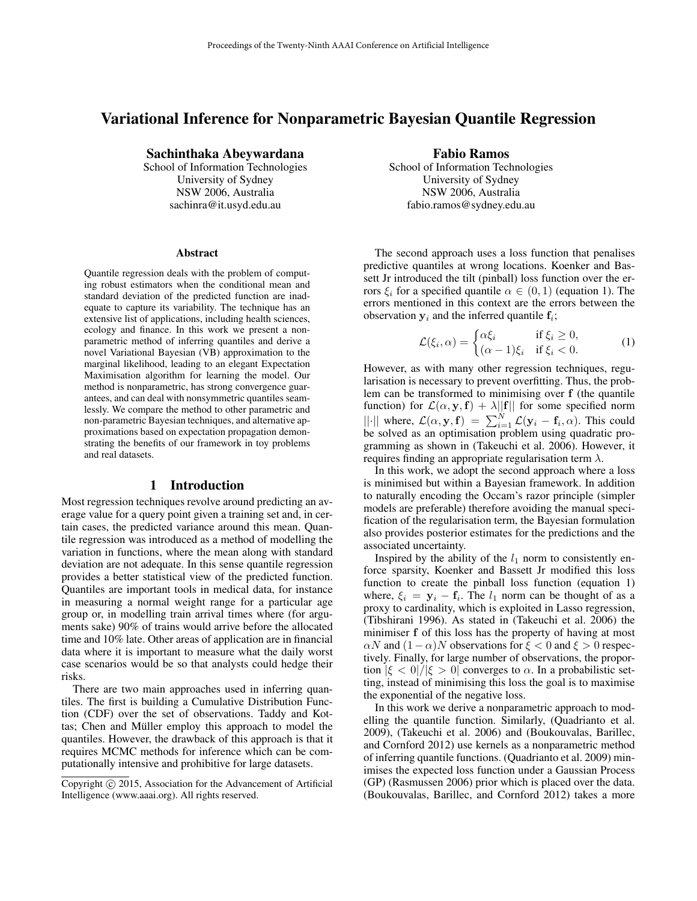# Variational Inference for Nonparametric Bayesian Quantile Regression

**Sachinthaka Abeywardana**
School of Information Technologies
University of Sydney
NSW 2006, Australia
sachinra@it.usyd.edu.au

**Fabio Ramos**
School of Information Technologies
University of Sydney
NSW 2006, Australia
fabio.ramos@sydney.edu.au

### Abstract

Quantile regression deals with the problem of computing robust estimators when the conditional mean and standard deviation of the predicted function are inadequate to capture its variability. The technique has an extensive list of applications, including health sciences, ecology and finance. In this work we present a non-parametric method of inferring quantiles and derive a novel Variational Bayesian (VB) approximation to the marginal likelihood, leading to an elegant Expectation Maximisation algorithm for learning the model. Our method is nonparametric, has strong convergence guarantees, and can deal with nonsymmetric quantiles seamlessly. We compare the method to other parametric and non-parametric Bayesian techniques, and alternative approximations based on expectation propagation demonstrating the benefits of our framework in toy problems and real datasets.

## 1 Introduction

Most regression techniques revolve around predicting an average value for a query point given a training set and, in certain cases, the predicted variance around this mean. Quantile regression was introduced as a method of modelling the variation in functions, where the mean along with standard deviation are not adequate. In this sense quantile regression provides a better statistical view of the predicted function. Quantiles are important tools in medical data, for instance in measuring a normal weight range for a particular age group or, in modelling train arrival times where (for arguments sake) 90% of trains would arrive before the allocated time and 10% late. Other areas of application are in financial data where it is important to measure what the daily worst case scenarios would be so that analysts could hedge their risks.

There are two main approaches used in inferring quantiles. The first is building a Cumulative Distribution Function (CDF) over the set of observations. Taddy and Kottas; Chen and Müller employ this approach to model the quantiles. However, the drawback of this approach is that it requires MCMC methods for inference which can be computationally intensive and prohibitive for large datasets.

The second approach uses a loss function that penalises predictive quantiles at wrong locations. Koenker and Bassett Jr introduced the tilt (pinball) loss function over the errors $\xi_i$ for a specified quantile $\alpha \in (0, 1)$ (equation 1). The errors mentioned in this context are the errors between the observation $\mathbf{y}_i$ and the inferred quantile $\mathbf{f}_i$;

$$\mathcal{L}(\xi_i, \alpha) = \begin{cases} \alpha\xi_i & \text{if } \xi_i \geq 0, \\ (\alpha - 1)\xi_i & \text{if } \xi_i < 0. \end{cases} \tag{1}$$

However, as with many other regression techniques, regularisation is necessary to prevent overfitting. Thus, the problem can be transformed to minimising over $\mathbf{f}$ (the quantile function) for $\mathcal{L}(\alpha, \mathbf{y}, \mathbf{f}) + \lambda||\mathbf{f}||$ for some specified norm $||\cdot||$ where, $\mathcal{L}(\alpha, \mathbf{y}, \mathbf{f}) = \sum_{i=1}^{N} \mathcal{L}(\mathbf{y}_i - \mathbf{f}_i, \alpha)$. This could be solved as an optimisation problem using quadratic programming as shown in (Takeuchi et al. 2006). However, it requires finding an appropriate regularisation term $\lambda$.

In this work, we adopt the second approach where a loss is minimised but within a Bayesian framework. In addition to naturally encoding the Occam's razor principle (simpler models are preferable) therefore avoiding the manual specification of the regularisation term, the Bayesian formulation also provides posterior estimates for the predictions and the associated uncertainty.

Inspired by the ability of the $l_1$ norm to consistently enforce sparsity, Koenker and Bassett Jr modified this loss function to create the pinball loss function (equation 1) where, $\xi_i = \mathbf{y}_i - \mathbf{f}_i$. The $l_1$ norm can be thought of as a proxy to cardinality, which is exploited in Lasso regression, (Tibshirani 1996). As stated in (Takeuchi et al. 2006) the minimiser $\mathbf{f}$ of this loss has the property of having at most $\alpha N$ and $(1-\alpha)N$ observations for $\xi < 0$ and $\xi > 0$ respectively. Finally, for large number of observations, the proportion $|\xi < 0|/|\xi > 0|$ converges to $\alpha$. In a probabilistic setting, instead of minimising this loss the goal is to maximise the exponential of the negative loss.

In this work we derive a nonparametric approach to modelling the quantile function. Similarly, (Quadrianto et al. 2009), (Takeuchi et al. 2006) and (Boukouvalas, Barillec, and Cornford 2012) use kernels as a nonparametric method of inferring quantile functions. (Quadrianto et al. 2009) minimises the expected loss function under a Gaussian Process (GP) (Rasmussen 2006) prior which is placed over the data. (Boukouvalas, Barillec, and Cornford 2012) takes a more

Copyright © 2015, Association for the Advancement of Artificial Intelligence (www.aaai.org). All rights reserved.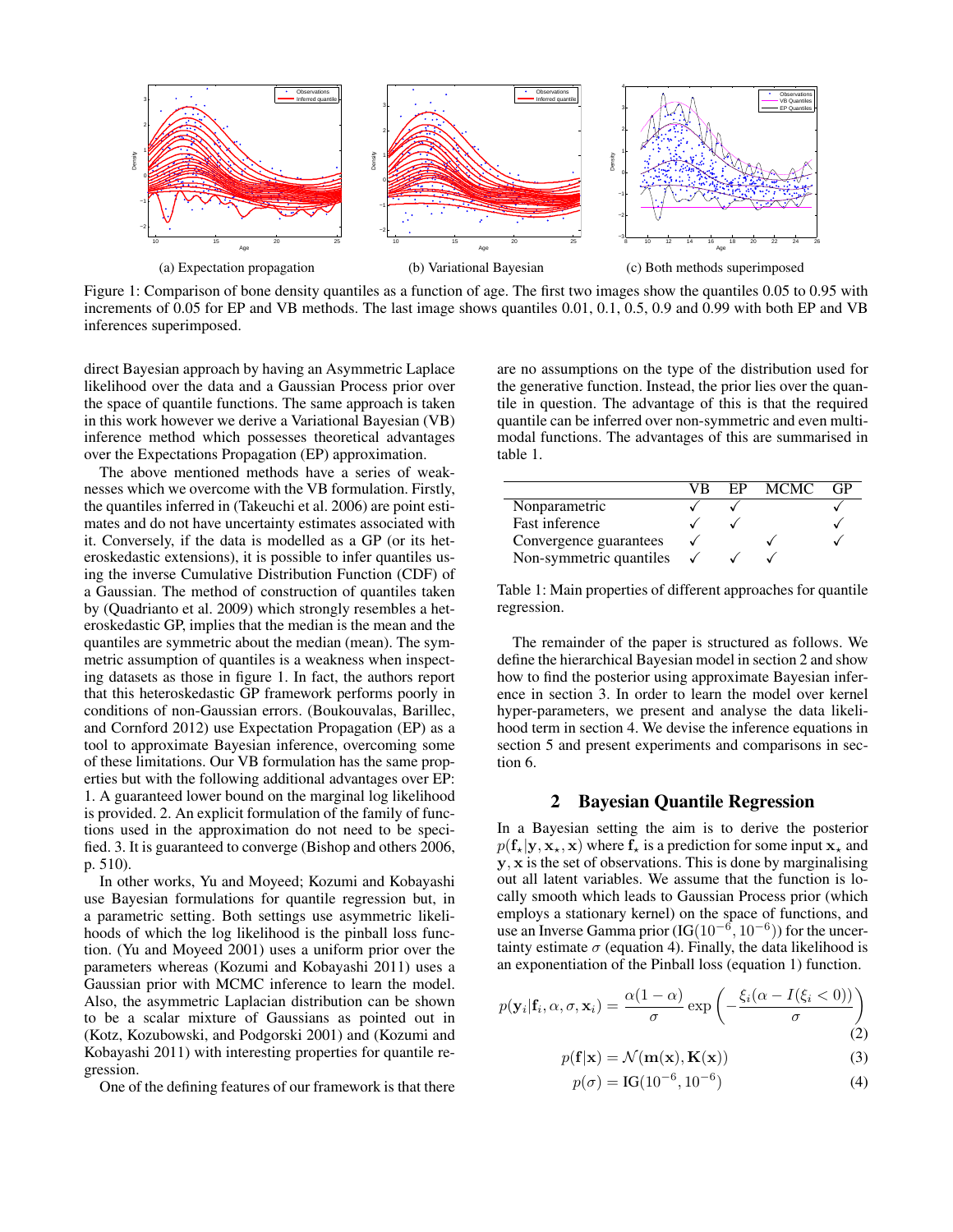(a) Expectation propagation

(b) Variational Bayesian

(c) Both methods superimposed

Figure 1: Comparison of bone density quantiles as a function of age. The first two images show the quantiles 0.05 to 0.95 with increments of 0.05 for EP and VB methods. The last image shows quantiles 0.01, 0.1, 0.5, 0.9 and 0.99 with both EP and VB inferences superimposed.

direct Bayesian approach by having an Asymmetric Laplace likelihood over the data and a Gaussian Process prior over the space of quantile functions. The same approach is taken in this work however we derive a Variational Bayesian (VB) inference method which possesses theoretical advantages over the Expectations Propagation (EP) approximation.

The above mentioned methods have a series of weaknesses which we overcome with the VB formulation. Firstly, the quantiles inferred in (Takeuchi et al. 2006) are point estimates and do not have uncertainty estimates associated with it. Conversely, if the data is modelled as a GP (or its heteroskedastic extensions), it is possible to infer quantiles using the inverse Cumulative Distribution Function (CDF) of a Gaussian. The method of construction of quantiles taken by (Quadrianto et al. 2009) which strongly resembles a heteroskedastic GP, implies that the median is the mean and the quantiles are symmetric about the median (mean). The symmetric assumption of quantiles is a weakness when inspecting datasets as those in figure 1. In fact, the authors report that this heteroskedastic GP framework performs poorly in conditions of non-Gaussian errors. (Boukouvalas, Barillec, and Cornford 2012) use Expectation Propagation (EP) as a tool to approximate Bayesian inference, overcoming some of these limitations. Our VB formulation has the same properties but with the following additional advantages over EP: 1. A guaranteed lower bound on the marginal log likelihood is provided. 2. An explicit formulation of the family of functions used in the approximation do not need to be specified. 3. It is guaranteed to converge (Bishop and others 2006, p. 510).

In other works, Yu and Moyeed; Kozumi and Kobayashi use Bayesian formulations for quantile regression but, in a parametric setting. Both settings use asymmetric likelihoods of which the log likelihood is the pinball loss function. (Yu and Moyeed 2001) uses a uniform prior over the parameters whereas (Kozumi and Kobayashi 2011) uses a Gaussian prior with MCMC inference to learn the model. Also, the asymmetric Laplacian distribution can be shown to be a scalar mixture of Gaussians as pointed out in (Kotz, Kozubowski, and Podgorski 2001) and (Kozumi and Kobayashi 2011) with interesting properties for quantile regression.

One of the defining features of our framework is that there are no assumptions on the type of the distribution used for the generative function. Instead, the prior lies over the quantile in question. The advantage of this is that the required quantile can be inferred over non-symmetric and even multi-modal functions. The advantages of this are summarised in table 1.

| | VB | EP | MCMC | GP |
|---|---|---|---|---|
| Nonparametric | ✓ | ✓ | | ✓ |
| Fast inference | ✓ | ✓ | | ✓ |
| Convergence guarantees | ✓ | | ✓ | ✓ |
| Non-symmetric quantiles | ✓ | ✓ | ✓ | |

Table 1: Main properties of different approaches for quantile regression.

The remainder of the paper is structured as follows. We define the hierarchical Bayesian model in section 2 and show how to find the posterior using approximate Bayesian inference in section 3. In order to learn the model over kernel hyper-parameters, we present and analyse the data likelihood term in section 4. We devise the inference equations in section 5 and present experiments and comparisons in section 6.

## 2 Bayesian Quantile Regression

In a Bayesian setting the aim is to derive the posterior $p(\mathbf{f}_\star|\mathbf{y}, \mathbf{x}_\star, \mathbf{x})$ where $\mathbf{f}_\star$ is a prediction for some input $\mathbf{x}_\star$ and $\mathbf{y}, \mathbf{x}$ is the set of observations. This is done by marginalising out all latent variables. We assume that the function is locally smooth which leads to Gaussian Process prior (which employs a stationary kernel) on the space of functions, and use an Inverse Gamma prior ($\text{IG}(10^{-6}, 10^{-6})$) for the uncertainty estimate $\sigma$ (equation 4). Finally, the data likelihood is an exponentiation of the Pinball loss (equation 1) function.

$$p(\mathbf{y}_i|\mathbf{f}_i, \alpha, \sigma, \mathbf{x}_i) = \frac{\alpha(1-\alpha)}{\sigma} \exp\left(-\frac{\xi_i(\alpha - I(\xi_i < 0))}{\sigma}\right) \quad (2)$$

$$p(\mathbf{f}|\mathbf{x}) = \mathcal{N}(\mathbf{m}(\mathbf{x}), \mathbf{K}(\mathbf{x})) \quad (3)$$

$$p(\sigma) = \text{IG}(10^{-6}, 10^{-6}) \quad (4)$$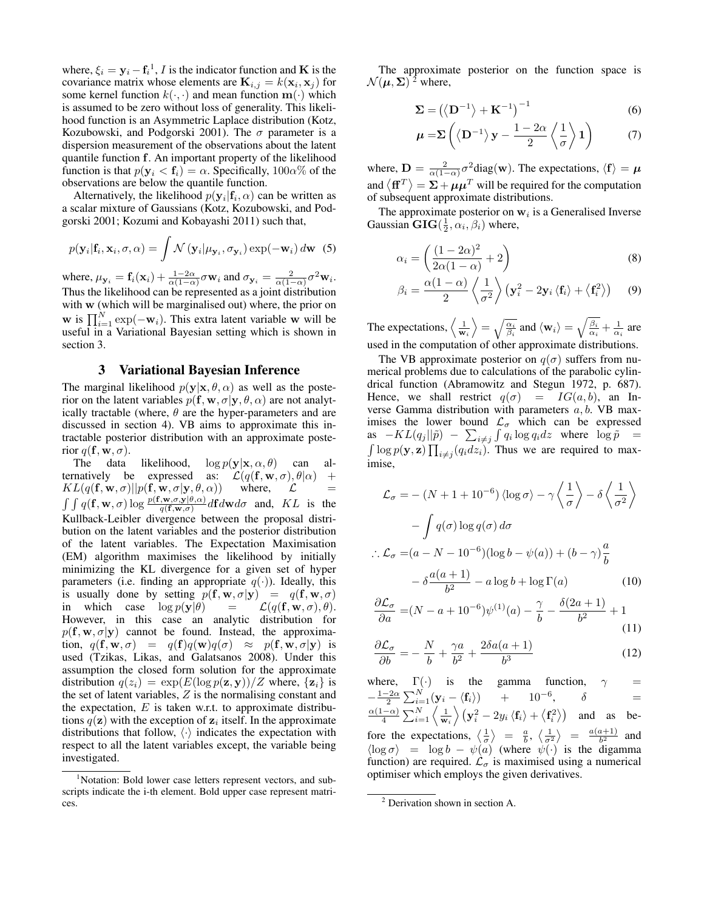where, $\xi_i = \mathbf{y}_i - \mathbf{f}_i$[1], $I$ is the indicator function and $\mathbf{K}$ is the covariance matrix whose elements are $\mathbf{K}_{i,j} = k(\mathbf{x}_i, \mathbf{x}_j)$ for some kernel function $k(\cdot,\cdot)$ and mean function $\mathbf{m}(\cdot)$ which is assumed to be zero without loss of generality. This likelihood function is an Asymmetric Laplace distribution (Kotz, Kozubowski, and Podgorski 2001). The $\sigma$ parameter is a dispersion measurement of the observations about the latent quantile function $\mathbf{f}$. An important property of the likelihood function is that $p(\mathbf{y}_i < \mathbf{f}_i) = \alpha$. Specifically, $100\alpha\%$ of the observations are below the quantile function.

Alternatively, the likelihood $p(\mathbf{y}_i|\mathbf{f}_i, \alpha)$ can be written as a scalar mixture of Gaussians (Kotz, Kozubowski, and Podgorski 2001; Kozumi and Kobayashi 2011) such that,

$$p(\mathbf{y}_i|\mathbf{f}_i, \mathbf{x}_i, \sigma, \alpha) = \int \mathcal{N}\left(\mathbf{y}_i|\mu_{\mathbf{y}_i}, \sigma_{\mathbf{y}_i}\right)\exp(-\mathbf{w}_i)\, d\mathbf{w} \quad (5)$$

where, $\mu_{\mathbf{y}_i} = \mathbf{f}_i(\mathbf{x}_i) + \frac{1-2\alpha}{\alpha(1-\alpha)}\sigma\mathbf{w}_i$ and $\sigma_{\mathbf{y}_i} = \frac{2}{\alpha(1-\alpha)}\sigma^2\mathbf{w}_i$. Thus the likelihood can be represented as a joint distribution with $\mathbf{w}$ (which will be marginalised out) where, the prior on $\mathbf{w}$ is $\prod_{i=1}^{N}\exp(-\mathbf{w}_i)$. This extra latent variable $\mathbf{w}$ will be useful in a Variational Bayesian setting which is shown in section 3.

## 3 Variational Bayesian Inference

The marginal likelihood $p(\mathbf{y}|\mathbf{x}, \theta, \alpha)$ as well as the posterior on the latent variables $p(\mathbf{f}, \mathbf{w}, \sigma|\mathbf{y}, \theta, \alpha)$ are not analytically tractable (where, $\theta$ are the hyper-parameters and are discussed in section 4). VB aims to approximate this intractable posterior distribution with an approximate posterior $q(\mathbf{f}, \mathbf{w}, \sigma)$.

The data likelihood, $\log p(\mathbf{y}|\alpha, \theta)$ can alternatively be expressed as: $\mathcal{L}(q(\mathbf{f}, \mathbf{w}, \sigma), \theta|\alpha) + KL(q(\mathbf{f}, \mathbf{w}, \sigma)||p(\mathbf{f}, \mathbf{w}, \sigma|\mathbf{y}, \theta, \alpha))$ where, $\mathcal{L} = \int\int q(\mathbf{f}, \mathbf{w}, \sigma)\log\frac{p(\mathbf{f}, \mathbf{w}, \sigma, \mathbf{y}|\theta, \alpha)}{q(\mathbf{f}, \mathbf{w}, \sigma)}d\mathbf{f}d\mathbf{w}d\sigma$ and, $KL$ is the Kullback-Leibler divergence between the proposal distribution on the latent variables and the posterior distribution of the latent variables. The Expectation Maximisation (EM) algorithm maximises the likelihood by initially minimizing the KL divergence for a given set of hyper parameters (i.e. finding an appropriate $q(\cdot)$). Ideally, this is usually done by setting $p(\mathbf{f}, \mathbf{w}, \sigma|\mathbf{y}) = q(\mathbf{f}, \mathbf{w}, \sigma)$ in which case $\log p(\mathbf{y}|\theta) = \mathcal{L}(q(\mathbf{f}, \mathbf{w}, \sigma), \theta)$. However, in this case an analytic distribution for $p(\mathbf{f}, \mathbf{w}, \sigma|\mathbf{y})$ cannot be found. Instead, the approximation, $q(\mathbf{f}, \mathbf{w}, \sigma) = q(\mathbf{f})q(\mathbf{w})q(\sigma) \approx p(\mathbf{f}, \mathbf{w}, \sigma|\mathbf{y})$ is used (Tzikas, Likas, and Galatsanos 2008). Under this assumption the closed form solution for the approximate distribution $q(z_i) = \exp(E(\log p(\mathbf{z}, \mathbf{y}))/Z$ where, $\{\mathbf{z}_i\}$ is the set of latent variables, $Z$ is the normalising constant and the expectation, $E$ is taken w.r.t. to approximate distributions $q(\mathbf{z})$ with the exception of $\mathbf{z}_i$ itself. In the approximate distributions that follow, $\langle\cdot\rangle$ indicates the expectation with respect to all the latent variables except, the variable being investigated.

[1] Notation: Bold lower case letters represent vectors, and subscripts indicate the i-th element. Bold upper case represent matrices.

The approximate posterior on the function space is $\mathcal{N}(\boldsymbol{\mu}, \boldsymbol{\Sigma})$[2] where,

$$\boldsymbol{\Sigma} = \left(\left\langle\mathbf{D}^{-1}\right\rangle + \mathbf{K}^{-1}\right)^{-1} \quad (6)$$

$$\boldsymbol{\mu} = \boldsymbol{\Sigma}\left(\left\langle\mathbf{D}^{-1}\right\rangle\mathbf{y} - \frac{1-2\alpha}{2}\left\langle\frac{1}{\sigma}\right\rangle\mathbf{1}\right) \quad (7)$$

where, $\mathbf{D} = \frac{2}{\alpha(1-\alpha)}\sigma^2\mathrm{diag}(\mathbf{w})$. The expectations, $\langle\mathbf{f}\rangle = \boldsymbol{\mu}$ and $\left\langle\mathbf{f}\mathbf{f}^T\right\rangle = \boldsymbol{\Sigma} + \boldsymbol{\mu}\boldsymbol{\mu}^T$ will be required for the computation of subsequent approximate distributions.

The approximate posterior on $\mathbf{w}_i$ is a Generalised Inverse Gaussian $\mathbf{GIG}(\frac{1}{2}, \alpha_i, \beta_i)$ where,

$$\alpha_i = \left(\frac{(1-2\alpha)^2}{2\alpha(1-\alpha)} + 2\right) \quad (8)$$

$$\beta_i = \frac{\alpha(1-\alpha)}{2}\left\langle\frac{1}{\sigma^2}\right\rangle\left(\mathbf{y}_i^2 - 2\mathbf{y}_i\langle\mathbf{f}_i\rangle + \left\langle\mathbf{f}_i^2\right\rangle\right) \quad (9)$$

The expectations, $\left\langle\frac{1}{\mathbf{w}_i}\right\rangle = \sqrt{\frac{\alpha_i}{\beta_i}}$ and $\langle\mathbf{w}_i\rangle = \sqrt{\frac{\beta_i}{\alpha_i}} + \frac{1}{\alpha_i}$ are used in the computation of other approximate distributions.

The VB approximate posterior on $q(\sigma)$ suffers from numerical problems due to calculations of the parabolic cylindrical function (Abramowitz and Stegun 1972, p. 687). Hence, we shall restrict $q(\sigma) = IG(a, b)$, an Inverse Gamma distribution with parameters $a, b$. VB maximises the lower bound $\mathcal{L}_\sigma$ which can be expressed as $-KL(q_j||\tilde{p}) - \sum_{i\neq j}\int q_i\log q_i dz$ where $\log\tilde{p} = \int\log p(\mathbf{y}, \mathbf{z})\prod_{i\neq j}(q_i dz_i)$. Thus we are required to maximise,

$$\mathcal{L}_\sigma = -(N + 1 + 10^{-6})\langle\log\sigma\rangle - \gamma\left\langle\frac{1}{\sigma}\right\rangle - \delta\left\langle\frac{1}{\sigma^2}\right\rangle - \int q(\sigma)\log q(\sigma)\, d\sigma$$

$$\therefore \mathcal{L}_\sigma = (a - N - 10^{-6})(\log b - \psi(a)) + (b - \gamma)\frac{a}{b} - \delta\frac{a(a+1)}{b^2} - a\log b + \log\Gamma(a) \quad (10)$$

$$\frac{\partial\mathcal{L}_\sigma}{\partial a} = (N - a + 10^{-6})\psi^{(1)}(a) - \frac{\gamma}{b} - \frac{\delta(2a+1)}{b^2} + 1 \quad (11)$$

$$\frac{\partial\mathcal{L}_\sigma}{\partial b} = -\frac{N}{b} + \frac{\gamma a}{b^2} + \frac{2\delta a(a+1)}{b^3} \quad (12)$$

where, $\Gamma(\cdot)$ is the gamma function, $\gamma = -\frac{1-2\alpha}{2}\sum_{i=1}^{N}(\mathbf{y}_i - \langle\mathbf{f}_i\rangle) + 10^{-6}$, $\delta = \frac{\alpha(1-\alpha)}{4}\sum_{i=1}^{N}\left\langle\frac{1}{\mathbf{w}_i}\right\rangle\left(\mathbf{y}_i^2 - 2y_i\langle\mathbf{f}_i\rangle + \left\langle\mathbf{f}_i^2\right\rangle\right)$ and as before the expectations, $\left\langle\frac{1}{\sigma}\right\rangle = \frac{a}{b}$, $\left\langle\frac{1}{\sigma^2}\right\rangle = \frac{a(a+1)}{b^2}$ and $\langle\log\sigma\rangle = \log b - \psi(a)$ (where $\psi(\cdot)$ is the digamma function) are required. $\mathcal{L}_\sigma$ is maximised using a numerical optimiser which employs the given derivatives.

[2] Derivation shown in section A.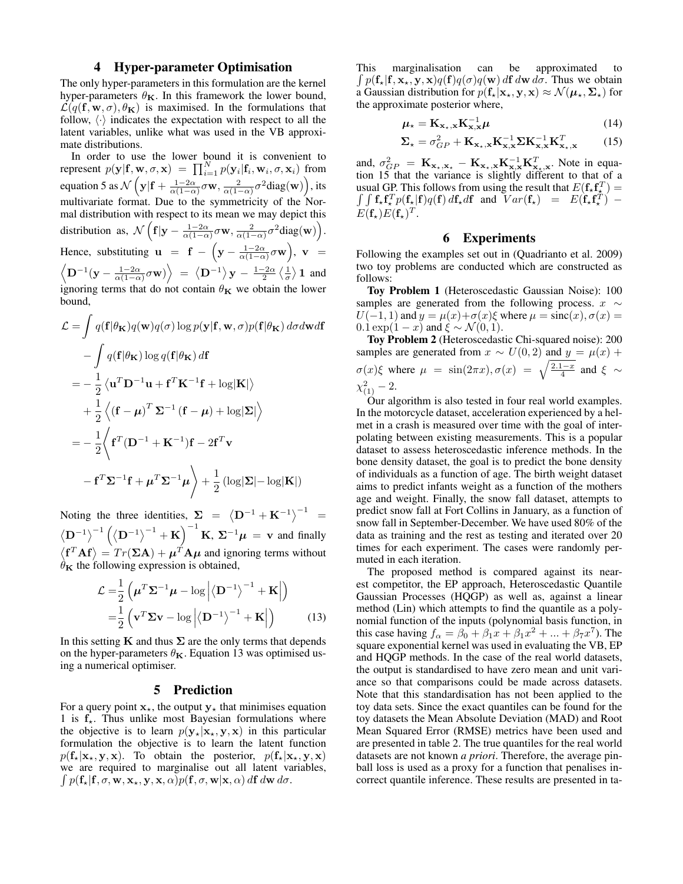## 4 Hyper-parameter Optimisation

The only hyper-parameters in this formulation are the kernel hyper-parameters $\theta_{\mathbf{K}}$. In this framework the lower bound, $\mathcal{L}(q(\mathbf{f},\mathbf{w},\sigma),\theta_{\mathbf{K}})$ is maximised. In the formulations that follow, $\langle\cdot\rangle$ indicates the expectation with respect to all the latent variables, unlike what was used in the VB approximate distributions.

In order to use the lower bound it is convenient to represent $p(\mathbf{y}|\mathbf{f},\mathbf{w},\sigma,\mathbf{x}) = \prod_{i=1}^{N} p(\mathbf{y}_i|\mathbf{f}_i,\mathbf{w}_i,\sigma,\mathbf{x}_i)$ from equation 5 as $\mathcal{N}\left(\mathbf{y}|\mathbf{f}+\frac{1-2\alpha}{\alpha(1-\alpha)}\sigma\mathbf{w}, \frac{2}{\alpha(1-\alpha)}\sigma^2\text{diag}(\mathbf{w})\right)$, its multivariate format. Due to the symmetricity of the Normal distribution with respect to its mean we may depict this distribution as, $\mathcal{N}\left(\mathbf{f}|\mathbf{y}-\frac{1-2\alpha}{\alpha(1-\alpha)}\sigma\mathbf{w}, \frac{2}{\alpha(1-\alpha)}\sigma^2\text{diag}(\mathbf{w})\right)$. Hence, substituting $\mathbf{u} = \mathbf{f} - \left(\mathbf{y}-\frac{1-2\alpha}{\alpha(1-\alpha)}\sigma\mathbf{w}\right)$, $\mathbf{v} = \left\langle \mathbf{D}^{-1}(\mathbf{y}-\frac{1-2\alpha}{\alpha(1-\alpha)}\sigma\mathbf{w})\right\rangle = \left\langle \mathbf{D}^{-1}\right\rangle\mathbf{y} - \frac{1-2\alpha}{2}\left\langle\frac{1}{\sigma}\right\rangle\mathbf{1}$ and ignoring terms that do not contain $\theta_{\mathbf{K}}$ we obtain the lower bound,

$$
\begin{aligned}
\mathcal{L} &= \int q(\mathbf{f}|\theta_{\mathbf{K}})q(\mathbf{w})q(\sigma)\log p(\mathbf{y}|\mathbf{f},\mathbf{w},\sigma)p(\mathbf{f}|\theta_{\mathbf{K}})\,d\sigma d\mathbf{w} d\mathbf{f} \\
&\quad - \int q(\mathbf{f}|\theta_{\mathbf{K}})\log q(\mathbf{f}|\theta_{\mathbf{K}})\,d\mathbf{f} \\
&= -\frac{1}{2}\left\langle \mathbf{u}^T\mathbf{D}^{-1}\mathbf{u} + \mathbf{f}^T\mathbf{K}^{-1}\mathbf{f} + \log|\mathbf{K}|\right\rangle \\
&\quad + \frac{1}{2}\left\langle (\mathbf{f}-\boldsymbol{\mu})^T\boldsymbol{\Sigma}^{-1}(\mathbf{f}-\boldsymbol{\mu}) + \log|\boldsymbol{\Sigma}|\right\rangle \\
&= -\frac{1}{2}\Bigg\langle \mathbf{f}^T(\mathbf{D}^{-1}+\mathbf{K}^{-1})\mathbf{f} - 2\mathbf{f}^T\mathbf{v} \\
&\quad - \mathbf{f}^T\boldsymbol{\Sigma}^{-1}\mathbf{f} + \boldsymbol{\mu}^T\boldsymbol{\Sigma}^{-1}\boldsymbol{\mu}\Bigg\rangle + \frac{1}{2}\left(\log|\boldsymbol{\Sigma}| - \log|\mathbf{K}|\right)
\end{aligned}
$$

Noting the three identities, $\boldsymbol{\Sigma} = \left\langle \mathbf{D}^{-1}+\mathbf{K}^{-1}\right\rangle^{-1} = \left\langle\mathbf{D}^{-1}\right\rangle^{-1}\left(\left\langle\mathbf{D}^{-1}\right\rangle^{-1}+\mathbf{K}\right)^{-1}\mathbf{K}$, $\boldsymbol{\Sigma}^{-1}\boldsymbol{\mu} = \mathbf{v}$ and finally $\left\langle\mathbf{f}^T\mathbf{A}\mathbf{f}\right\rangle = Tr(\boldsymbol{\Sigma}\mathbf{A}) + \boldsymbol{\mu}^T\mathbf{A}\boldsymbol{\mu}$ and ignoring terms without $\theta_{\mathbf{K}}$ the following expression is obtained,

$$
\begin{aligned}
\mathcal{L} &= \frac{1}{2}\left(\boldsymbol{\mu}^T\boldsymbol{\Sigma}^{-1}\boldsymbol{\mu} - \log\left|\left\langle\mathbf{D}^{-1}\right\rangle^{-1}+\mathbf{K}\right|\right) \\
&= \frac{1}{2}\left(\mathbf{v}^T\boldsymbol{\Sigma}\mathbf{v} - \log\left|\left\langle\mathbf{D}^{-1}\right\rangle^{-1}+\mathbf{K}\right|\right)
\end{aligned} \tag{13}
$$

In this setting $\mathbf{K}$ and thus $\boldsymbol{\Sigma}$ are the only terms that depends on the hyper-parameters $\theta_{\mathbf{K}}$. Equation 13 was optimised using a numerical optimiser.

## 5 Prediction

For a query point $\mathbf{x}_\star$, the output $\mathbf{y}_\star$ that minimises equation 1 is $\mathbf{f}_\star$. Thus unlike most Bayesian formulations where the objective is to learn $p(\mathbf{y}_\star|\mathbf{x}_\star,\mathbf{y},\mathbf{x})$ in this particular formulation the objective is to learn the latent function $p(\mathbf{f}_\star|\mathbf{x}_\star,\mathbf{y},\mathbf{x})$. To obtain the posterior, $p(\mathbf{f}_\star|\mathbf{x}_\star,\mathbf{y},\mathbf{x})$ we are required to marginalise out all latent variables, $\int p(\mathbf{f}_\star|\mathbf{f},\sigma,\mathbf{w},\mathbf{x}_\star,\mathbf{y},\mathbf{x},\alpha)p(\mathbf{f},\sigma,\mathbf{w}|\mathbf{x},\alpha)\,d\mathbf{f}\,d\mathbf{w}\,d\sigma$.

This marginalisation can be approximated to $\int p(\mathbf{f}_\star|\mathbf{f},\mathbf{x}_\star,\mathbf{y},\mathbf{x})q(\mathbf{f})q(\sigma)q(\mathbf{w})\,d\mathbf{f}\,d\mathbf{w}\,d\sigma$. Thus we obtain a Gaussian distribution for $p(\mathbf{f}_\star|\mathbf{x}_\star,\mathbf{y},\mathbf{x}) \approx \mathcal{N}(\boldsymbol{\mu}_\star,\boldsymbol{\Sigma}_\star)$ for the approximate posterior where,

$$
\boldsymbol{\mu}_\star = \mathbf{K}_{\mathbf{x}_\star,\mathbf{x}}\mathbf{K}_{\mathbf{x},\mathbf{x}}^{-1}\boldsymbol{\mu} \tag{14}
$$

$$
\boldsymbol{\Sigma}_\star = \sigma_{GP}^2 + \mathbf{K}_{\mathbf{x}_\star,\mathbf{x}}\mathbf{K}_{\mathbf{x},\mathbf{x}}^{-1}\boldsymbol{\Sigma}\mathbf{K}_{\mathbf{x},\mathbf{x}}^{-1}\mathbf{K}_{\mathbf{x}_\star,\mathbf{x}}^T \tag{15}
$$

and, $\sigma_{GP}^2 = \mathbf{K}_{\mathbf{x}_\star,\mathbf{x}_\star} - \mathbf{K}_{\mathbf{x}_\star,\mathbf{x}}\mathbf{K}_{\mathbf{x},\mathbf{x}}^{-1}\mathbf{K}_{\mathbf{x}_\star,\mathbf{x}}^T$. Note in equation 15 that the variance is slightly different to that of a usual GP. This follows from using the result that $E(\mathbf{f}_\star\mathbf{f}_\star^T) = \int\int \mathbf{f}_\star\mathbf{f}_\star^T p(\mathbf{f}_\star|\mathbf{f})q(\mathbf{f})\,d\mathbf{f}_\star d\mathbf{f}$ and $Var(\mathbf{f}_\star) = E(\mathbf{f}_\star\mathbf{f}_\star^T) - E(\mathbf{f}_\star)E(\mathbf{f}_\star)^T$.

## 6 Experiments

Following the examples set out in (Quadrianto et al. 2009) two toy problems are conducted which are constructed as follows:

**Toy Problem 1** (Heteroscedastic Gaussian Noise): 100 samples are generated from the following process. $x \sim U(-1,1)$ and $y = \mu(x)+\sigma(x)\xi$ where $\mu = \text{sinc}(x), \sigma(x) = 0.1\exp(1-x)$ and $\xi \sim \mathcal{N}(0,1)$.

**Toy Problem 2** (Heteroscedastic Chi-squared noise): 200 samples are generated from $x \sim U(0,2)$ and $y = \mu(x) + \sigma(x)\xi$ where $\mu = \sin(2\pi x), \sigma(x) = \sqrt{\frac{2.1-x}{4}}$ and $\xi \sim \chi^2_{(1)} - 2$.

Our algorithm is also tested in four real world examples. In the motorcycle dataset, acceleration experienced by a helmet in a crash is measured over time with the goal of interpolating between existing measurements. This is a popular dataset to assess heteroscedastic inference methods. In the bone density dataset, the goal is to predict the bone density of individuals as a function of age. The birth weight dataset aims to predict infants weight as a function of the mothers age and weight. Finally, the snow fall dataset, attempts to predict snow fall at Fort Collins in January, as a function of snow fall in September-December. We have used 80% of the data as training and the rest as testing and iterated over 20 times for each experiment. The cases were randomly permuted in each iteration.

The proposed method is compared against its nearest competitor, the EP approach, Heteroscedastic Quantile Gaussian Processes (HQGP) as well as, against a linear method (Lin) which attempts to find the quantile as a polynomial function of the inputs (polynomial basis function, in this case having $f_\alpha = \beta_0 + \beta_1 x + \beta_1 x^2 + ... + \beta_7 x^7$). The square exponential kernel was used in evaluating the VB, EP and HQGP methods. In the case of the real world datasets, the output is standardised to have zero mean and unit variance so that comparisons could be made across datasets. Note that this standardisation has not been applied to the toy data sets. Since the exact quantiles can be found for the toy datasets the Mean Absolute Deviation (MAD) and Root Mean Squared Error (RMSE) metrics have been used and are presented in table 2. The true quantiles for the real world datasets are not known *a priori*. Therefore, the average pinball loss is used as a proxy for a function that penalises incorrect quantile inference. These results are presented in ta-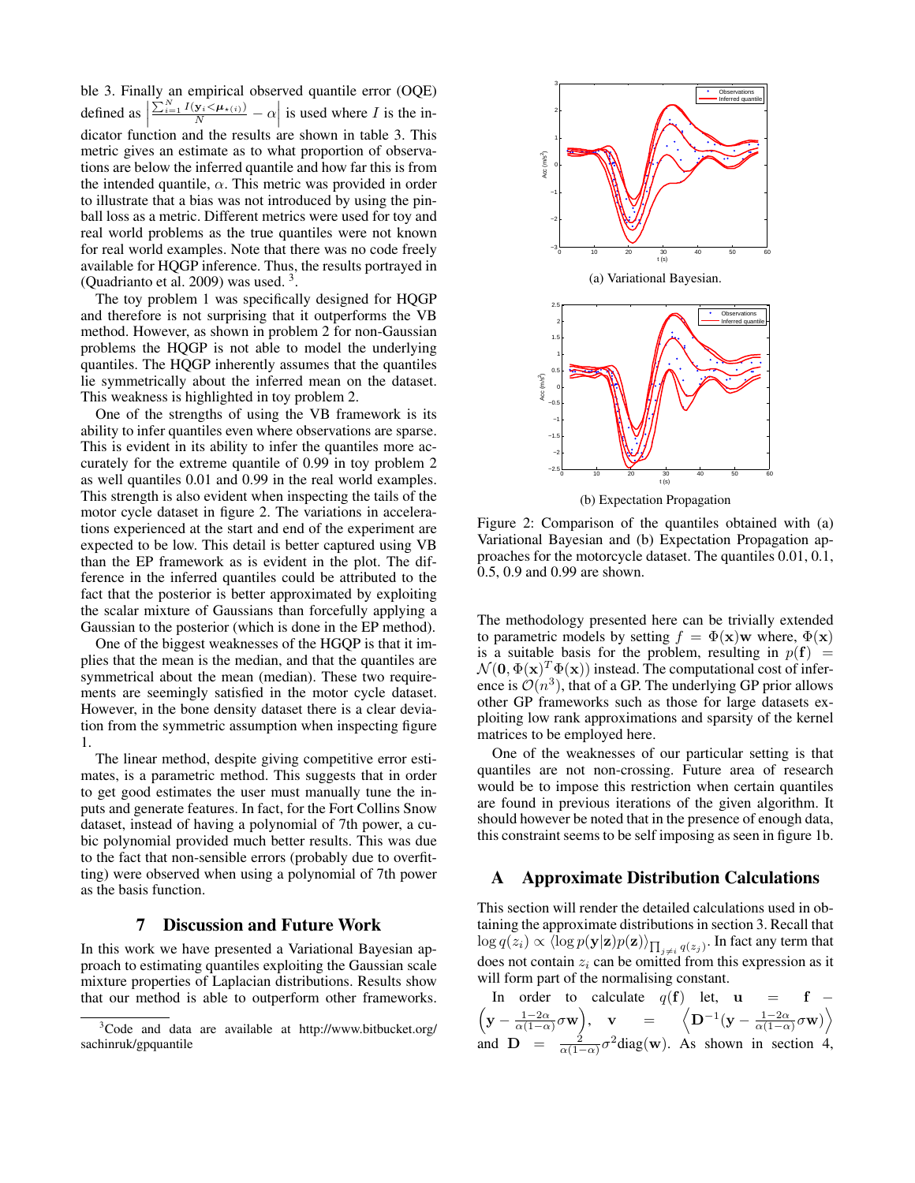ble 3. Finally an empirical observed quantile error (OQE) defined as $\left|\frac{\sum_{i=1}^{N} I(\mathbf{y}_i < \boldsymbol{\mu}_{\star(i)})}{N} - \alpha\right|$ is used where $I$ is the indicator function and the results are shown in table 3. This metric gives an estimate as to what proportion of observations are below the inferred quantile and how far this is from the intended quantile, $\alpha$. This metric was provided in order to illustrate that a bias was not introduced by using the pinball loss as a metric. Different metrics were used for toy and real world problems as the true quantiles were not known for real world examples. Note that there was no code freely available for HQGP inference. Thus, the results portrayed in (Quadrianto et al. 2009) was used. [3].

The toy problem 1 was specifically designed for HQGP and therefore is not surprising that it outperforms the VB method. However, as shown in problem 2 for non-Gaussian problems the HQGP is not able to model the underlying quantiles. The HQGP inherently assumes that the quantiles lie symmetrically about the inferred mean on the dataset. This weakness is highlighted in toy problem 2.

One of the strengths of using the VB framework is its ability to infer quantiles even where observations are sparse. This is evident in its ability to infer the quantiles more accurately for the extreme quantile of 0.99 in toy problem 2 as well quantiles 0.01 and 0.99 in the real world examples. This strength is also evident when inspecting the tails of the motor cycle dataset in figure 2. The variations in accelerations experienced at the start and end of the experiment are expected to be low. This detail is better captured using VB than the EP framework as is evident in the plot. The difference in the inferred quantiles could be attributed to the fact that the posterior is better approximated by exploiting the scalar mixture of Gaussians than forcefully applying a Gaussian to the posterior (which is done in the EP method).

One of the biggest weaknesses of the HGQP is that it implies that the mean is the median, and that the quantiles are symmetrical about the mean (median). These two requirements are seemingly satisfied in the motor cycle dataset. However, in the bone density dataset there is a clear deviation from the symmetric assumption when inspecting figure 1.

The linear method, despite giving competitive error estimates, is a parametric method. This suggests that in order to get good estimates the user must manually tune the inputs and generate features. In fact, for the Fort Collins Snow dataset, instead of having a polynomial of 7th power, a cubic polynomial provided much better results. This was due to the fact that non-sensible errors (probably due to overfitting) were observed when using a polynomial of 7th power as the basis function.

## 7 Discussion and Future Work

In this work we have presented a Variational Bayesian approach to estimating quantiles exploiting the Gaussian scale mixture properties of Laplacian distributions. Results show that our method is able to outperform other frameworks.

[3] Code and data are available at http://www.bitbucket.org/sachinruk/gpquantile

(a) Variational Bayesian.

(b) Expectation Propagation

Figure 2: Comparison of the quantiles obtained with (a) Variational Bayesian and (b) Expectation Propagation approaches for the motorcycle dataset. The quantiles 0.01, 0.1, 0.5, 0.9 and 0.99 are shown.

The methodology presented here can be trivially extended to parametric models by setting $f = \Phi(\mathbf{x})\mathbf{w}$ where, $\Phi(\mathbf{x})$ is a suitable basis for the problem, resulting in $p(\mathbf{f}) = \mathcal{N}(\mathbf{0}, \Phi(\mathbf{x})^T\Phi(\mathbf{x}))$ instead. The computational cost of inference is $\mathcal{O}(n^3)$, that of a GP. The underlying GP prior allows other GP frameworks such as those for large datasets exploiting low rank approximations and sparsity of the kernel matrices to be employed here.

One of the weaknesses of our particular setting is that quantiles are not non-crossing. Future area of research would be to impose this restriction when certain quantiles are found in previous iterations of the given algorithm. It should however be noted that in the presence of enough data, this constraint seems to be self imposing as seen in figure 1b.

## A Approximate Distribution Calculations

This section will render the detailed calculations used in obtaining the approximate distributions in section 3. Recall that $\log q(z_i) \propto \langle \log p(\mathbf{y}|\mathbf{z})p(\mathbf{z})\rangle_{\prod_{j\neq i} q(z_j)}$. In fact any term that does not contain $z_i$ can be omitted from this expression as it will form part of the normalising constant.

In order to calculate $q(\mathbf{f})$ let, $\mathbf{u} = \mathbf{f} - \left(\mathbf{y} - \frac{1-2\alpha}{\alpha(1-\alpha)}\sigma\mathbf{w}\right)$, $\mathbf{v} = \left\langle \mathbf{D}^{-1}(\mathbf{y} - \frac{1-2\alpha}{\alpha(1-\alpha)}\sigma\mathbf{w})\right\rangle$ and $\mathbf{D} = \frac{2}{\alpha(1-\alpha)}\sigma^2\text{diag}(\mathbf{w})$. As shown in section 4,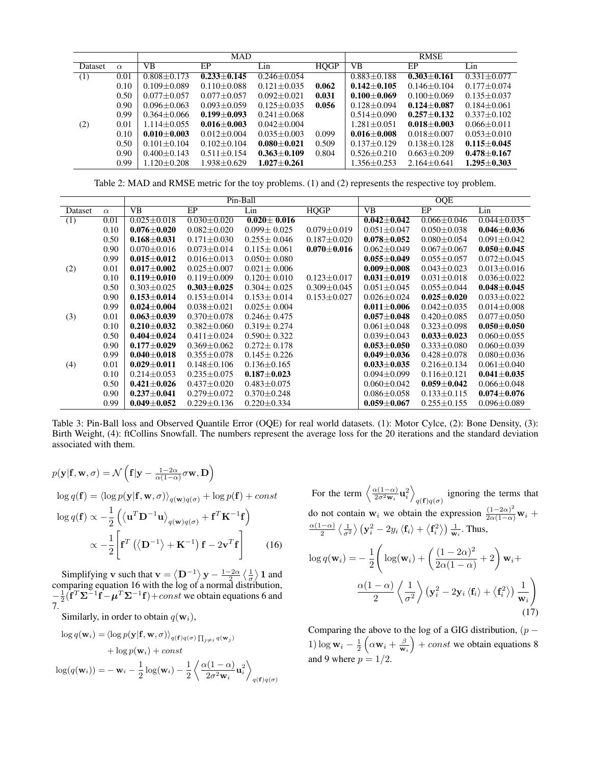| | | MAD | | | | RMSE | | |
|---|---|---|---|---|---|---|---|---|
| Dataset | $\alpha$ | VB | EP | Lin | HQGP | VB | EP | Lin |
| (1) | 0.01 | 0.808±0.173 | **0.233±0.145** | 0.246±0.054 | | 0.883±0.188 | **0.303±0.161** | 0.331±0.077 |
| | 0.10 | 0.109±0.089 | 0.110±0.088 | 0.121±0.035 | **0.062** | **0.142±0.105** | 0.146±0.104 | 0.177±0.074 |
| | 0.50 | 0.077±0.057 | 0.077±0.057 | 0.092±0.021 | **0.031** | **0.100±0.069** | 0.100±0.069 | 0.135±0.037 |
| | 0.90 | 0.096±0.063 | 0.093±0.059 | 0.125±0.035 | **0.056** | 0.128±0.094 | **0.124±0.087** | 0.184±0.061 |
| | 0.99 | 0.364±0.066 | **0.199±0.093** | 0.241±0.068 | | 0.514±0.090 | **0.257±0.132** | 0.337±0.102 |
| (2) | 0.01 | 1.114±0.055 | **0.016±0.003** | 0.042±0.004 | | 1.281±0.051 | **0.018±0.003** | 0.066±0.011 |
| | 0.10 | **0.010±0.003** | 0.012±0.004 | 0.035±0.003 | 0.099 | **0.016±0.008** | 0.018±0.007 | 0.053±0.010 |
| | 0.50 | 0.101±0.104 | 0.102±0.104 | **0.080±0.021** | 0.509 | 0.137±0.129 | 0.138±0.128 | **0.115±0.045** |
| | 0.90 | 0.400±0.143 | 0.511±0.154 | **0.363±0.109** | 0.804 | 0.526±0.210 | 0.663±0.209 | **0.478±0.167** |
| | 0.99 | 1.120±0.208 | 1.938±0.629 | **1.027±0.261** | | 1.356±0.253 | 2.164±0.641 | **1.295±0.303** |

Table 2: MAD and RMSE metric for the toy problems. (1) and (2) represents the respective toy problem.

| | | Pin-Ball | | | | OQE | | |
|---|---|---|---|---|---|---|---|---|
| Dataset | $\alpha$ | VB | EP | Lin | HQGP | VB | EP | Lin |
| (1) | 0.01 | 0.025±0.018 | 0.030±0.020 | **0.020± 0.016** | | **0.042±0.042** | 0.066±0.046 | 0.044±0.035 |
| | 0.10 | **0.076±0.020** | 0.082±0.020 | 0.099± 0.025 | 0.079±0.019 | 0.051±0.047 | 0.050±0.038 | **0.046±0.036** |
| | 0.50 | **0.168±0.031** | 0.171±0.030 | 0.255± 0.046 | 0.187±0.020 | **0.078±0.052** | 0.080±0.054 | 0.091±0.042 |
| | 0.90 | 0.070±0.016 | 0.073±0.014 | 0.115± 0.061 | **0.070±0.016** | 0.062±0.049 | 0.067±0.067 | **0.050±0.045** |
| | 0.99 | **0.015±0.012** | 0.016±0.013 | 0.050± 0.080 | | **0.055±0.049** | 0.055±0.057 | 0.072±0.045 |
| (2) | 0.01 | **0.017±0.002** | 0.025±0.007 | 0.021± 0.006 | | **0.009±0.008** | 0.043±0.023 | 0.013±0.016 |
| | 0.10 | **0.119±0.010** | 0.119±0.009 | 0.120± 0.010 | 0.123±0.017 | **0.031±0.019** | 0.031±0.018 | 0.036±0.022 |
| | 0.50 | 0.303±0.025 | **0.303±0.025** | 0.304± 0.025 | 0.309±0.045 | 0.051±0.045 | 0.055±0.044 | **0.048±0.045** |
| | 0.90 | **0.153±0.014** | 0.153±0.014 | 0.153± 0.014 | 0.153±0.027 | 0.026±0.024 | **0.025±0.020** | 0.033±0.022 |
| | 0.99 | **0.024±0.004** | 0.038±0.021 | 0.025± 0.004 | | **0.011±0.006** | 0.042±0.035 | 0.014±0.008 |
| (3) | 0.01 | **0.063±0.039** | 0.370±0.078 | 0.246± 0.475 | | **0.057±0.048** | 0.420±0.085 | 0.077±0.050 |
| | 0.10 | **0.210±0.032** | 0.382±0.060 | 0.319± 0.274 | | 0.061±0.048 | 0.323±0.098 | **0.050±0.050** |
| | 0.50 | **0.404±0.024** | 0.411±0.024 | 0.590± 0.322 | | 0.039±0.043 | **0.033±0.023** | 0.060±0.055 |
| | 0.90 | **0.177±0.029** | 0.369±0.062 | 0.272± 0.178 | | **0.053±0.050** | 0.333±0.080 | 0.060±0.039 |
| | 0.99 | **0.040±0.018** | 0.355±0.078 | 0.145± 0.226 | | **0.049±0.036** | 0.428±0.078 | 0.080±0.036 |
| (4) | 0.01 | **0.029±0.011** | 0.148±0.106 | 0.136±0.165 | | **0.033±0.035** | 0.216±0.134 | 0.061±0.040 |
| | 0.10 | 0.214±0.053 | 0.235±0.075 | **0.187±0.023** | | 0.094±0.099 | 0.116±0.121 | **0.041±0.035** |
| | 0.50 | **0.421±0.026** | 0.437±0.020 | 0.483±0.075 | | 0.060±0.042 | **0.059±0.042** | 0.066±0.048 |
| | 0.90 | **0.237±0.041** | 0.279±0.072 | 0.370±0.248 | | 0.086±0.058 | 0.133±0.115 | **0.074±0.076** |
| | 0.99 | **0.049±0.052** | 0.229±0.136 | 0.220±0.334 | | **0.059±0.067** | 0.255±0.155 | 0.096±0.089 |

Table 3: Pin-Ball loss and Observed Quantile Error (OQE) for real world datasets. (1): Motor Cylce, (2): Bone Density, (3): Birth Weight, (4): ftCollins Snowfall. The numbers represent the average loss for the 20 iterations and the standard deviation associated with them.

$$p(\mathbf{y}|\mathbf{f},\mathbf{w},\sigma) = \mathcal{N}\left(\mathbf{f}|\mathbf{y} - \tfrac{1-2\alpha}{\alpha(1-\alpha)}\sigma\mathbf{w}, \mathbf{D}\right)$$

$$\log q(\mathbf{f}) = \langle \log p(\mathbf{y}|\mathbf{f},\mathbf{w},\sigma)\rangle_{q(\mathbf{w})q(\sigma)} + \log p(\mathbf{f}) + const$$

$$\log q(\mathbf{f}) \propto -\frac{1}{2}\left(\left\langle \mathbf{u}^T\mathbf{D}^{-1}\mathbf{u}\right\rangle_{q(\mathbf{w})q(\sigma)} + \mathbf{f}^T\mathbf{K}^{-1}\mathbf{f}\right)$$

$$\propto -\frac{1}{2}\left[\mathbf{f}^T\left(\left\langle \mathbf{D}^{-1}\right\rangle + \mathbf{K}^{-1}\right)\mathbf{f} - 2\mathbf{v}^T\mathbf{f}\right] \qquad (16)$$

Simplifying $\mathbf{v}$ such that $\mathbf{v} = \left\langle \mathbf{D}^{-1}\right\rangle \mathbf{y} - \frac{1-2\alpha}{2}\left\langle \frac{1}{\sigma}\right\rangle \mathbf{1}$ and comparing equation 16 with the log of a normal distribution, $-\frac{1}{2}(\mathbf{f}^T\mathbf{\Sigma}^{-1}\mathbf{f} - \boldsymbol{\mu}^T\mathbf{\Sigma}^{-1}\mathbf{f}) + const$ we obtain equations 6 and 7.

Similarly, in order to obtain $q(\mathbf{w}_i)$,

$$\log q(\mathbf{w}_i) = \langle \log p(\mathbf{y}|\mathbf{f},\mathbf{w},\sigma)\rangle_{q(\mathbf{f})q(\sigma)\prod_{j\neq i} q(\mathbf{w}_j)} + \log p(\mathbf{w}_i) + const$$

$$\log(q(\mathbf{w}_i)) = -\mathbf{w}_i - \frac{1}{2}\log(\mathbf{w}_i) - \frac{1}{2}\left\langle \frac{\alpha(1-\alpha)}{2\sigma^2\mathbf{w}_i}\mathbf{u}_i^2\right\rangle_{q(\mathbf{f})q(\sigma)}$$

For the term $\left\langle \frac{\alpha(1-\alpha)}{2\sigma^2\mathbf{w}_i}\mathbf{u}_i^2\right\rangle_{q(\mathbf{f})q(\sigma)}$ ignoring the terms that do not contain $\mathbf{w}_i$ we obtain the expression $\frac{(1-2\alpha)^2}{2\alpha(1-\alpha)}\mathbf{w}_i + \frac{\alpha(1-\alpha)}{2}\left\langle \frac{1}{\sigma^2}\right\rangle\left(\mathbf{y}_i^2 - 2y_i\left\langle \mathbf{f}_i\right\rangle + \left\langle \mathbf{f}_i^2\right\rangle\right)\frac{1}{\mathbf{w}_i}$. Thus,

$$\log q(\mathbf{w}_i) = -\frac{1}{2}\Bigg(\log(\mathbf{w}_i) + \left(\frac{(1-2\alpha)^2}{2\alpha(1-\alpha)} + 2\right)\mathbf{w}_i + \frac{\alpha(1-\alpha)}{2}\left\langle \frac{1}{\sigma^2}\right\rangle\left(\mathbf{y}_i^2 - 2\mathbf{y}_i\left\langle \mathbf{f}_i\right\rangle + \left\langle \mathbf{f}_i^2\right\rangle\right)\frac{1}{\mathbf{w}_i}\Bigg) \qquad (17)$$

Comparing the above to the log of a GIG distribution, $(p-1)\log \mathbf{w}_i - \frac{1}{2}\left(\alpha\mathbf{w}_i + \frac{\beta}{\mathbf{w}_i}\right) + const$ we obtain equations 8 and 9 where $p = 1/2$.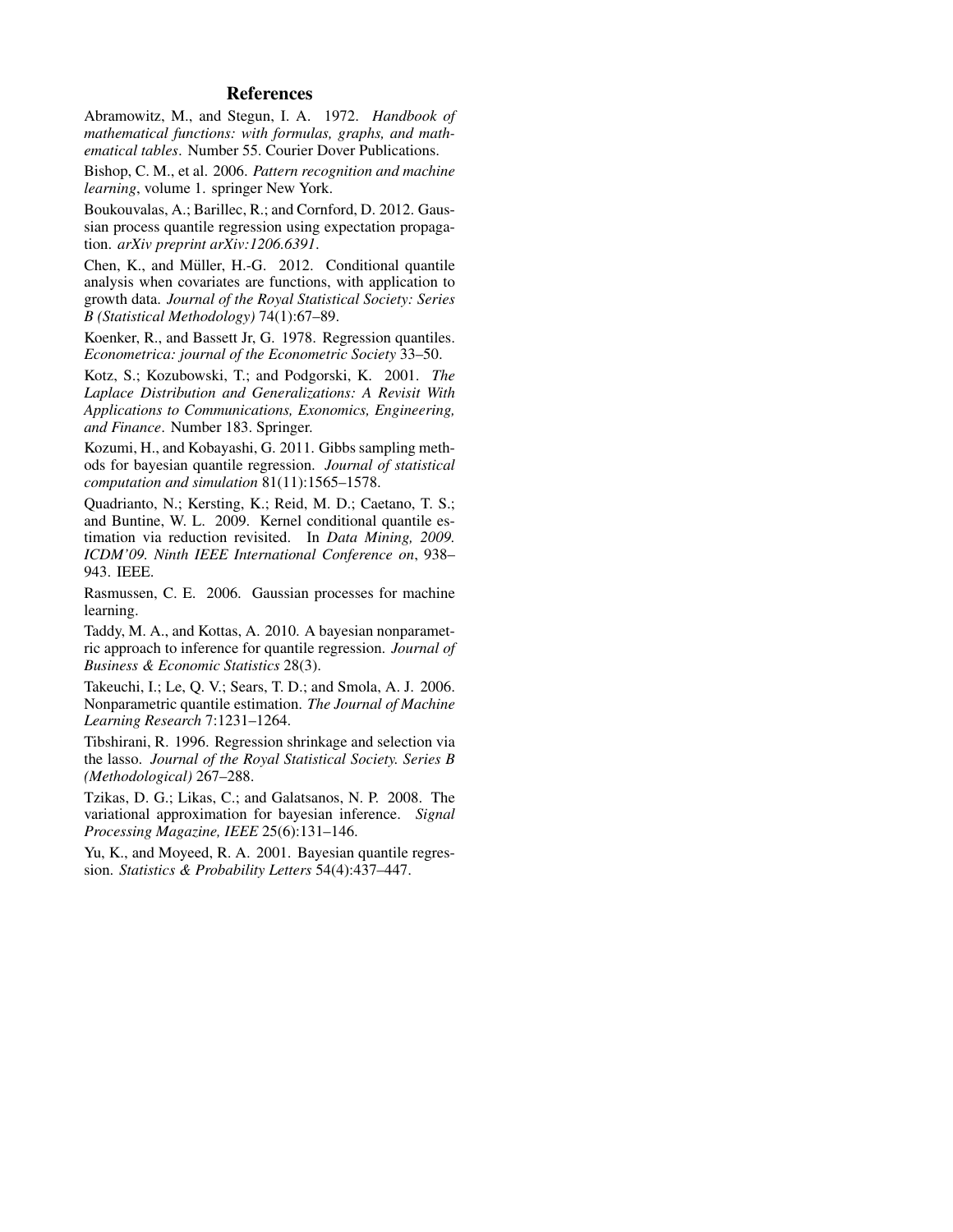## References

Abramowitz, M., and Stegun, I. A. 1972. *Handbook of mathematical functions: with formulas, graphs, and mathematical tables*. Number 55. Courier Dover Publications.

Bishop, C. M., et al. 2006. *Pattern recognition and machine learning*, volume 1. springer New York.

Boukouvalas, A.; Barillec, R.; and Cornford, D. 2012. Gaussian process quantile regression using expectation propagation. *arXiv preprint arXiv:1206.6391*.

Chen, K., and Müller, H.-G. 2012. Conditional quantile analysis when covariates are functions, with application to growth data. *Journal of the Royal Statistical Society: Series B (Statistical Methodology)* 74(1):67–89.

Koenker, R., and Bassett Jr, G. 1978. Regression quantiles. *Econometrica: journal of the Econometric Society* 33–50.

Kotz, S.; Kozubowski, T.; and Podgorski, K. 2001. *The Laplace Distribution and Generalizations: A Revisit With Applications to Communications, Exonomics, Engineering, and Finance*. Number 183. Springer.

Kozumi, H., and Kobayashi, G. 2011. Gibbs sampling methods for bayesian quantile regression. *Journal of statistical computation and simulation* 81(11):1565–1578.

Quadrianto, N.; Kersting, K.; Reid, M. D.; Caetano, T. S.; and Buntine, W. L. 2009. Kernel conditional quantile estimation via reduction revisited. In *Data Mining, 2009. ICDM'09. Ninth IEEE International Conference on*, 938–943. IEEE.

Rasmussen, C. E. 2006. Gaussian processes for machine learning.

Taddy, M. A., and Kottas, A. 2010. A bayesian nonparametric approach to inference for quantile regression. *Journal of Business & Economic Statistics* 28(3).

Takeuchi, I.; Le, Q. V.; Sears, T. D.; and Smola, A. J. 2006. Nonparametric quantile estimation. *The Journal of Machine Learning Research* 7:1231–1264.

Tibshirani, R. 1996. Regression shrinkage and selection via the lasso. *Journal of the Royal Statistical Society. Series B (Methodological)* 267–288.

Tzikas, D. G.; Likas, C.; and Galatsanos, N. P. 2008. The variational approximation for bayesian inference. *Signal Processing Magazine, IEEE* 25(6):131–146.

Yu, K., and Moyeed, R. A. 2001. Bayesian quantile regression. *Statistics & Probability Letters* 54(4):437–447.